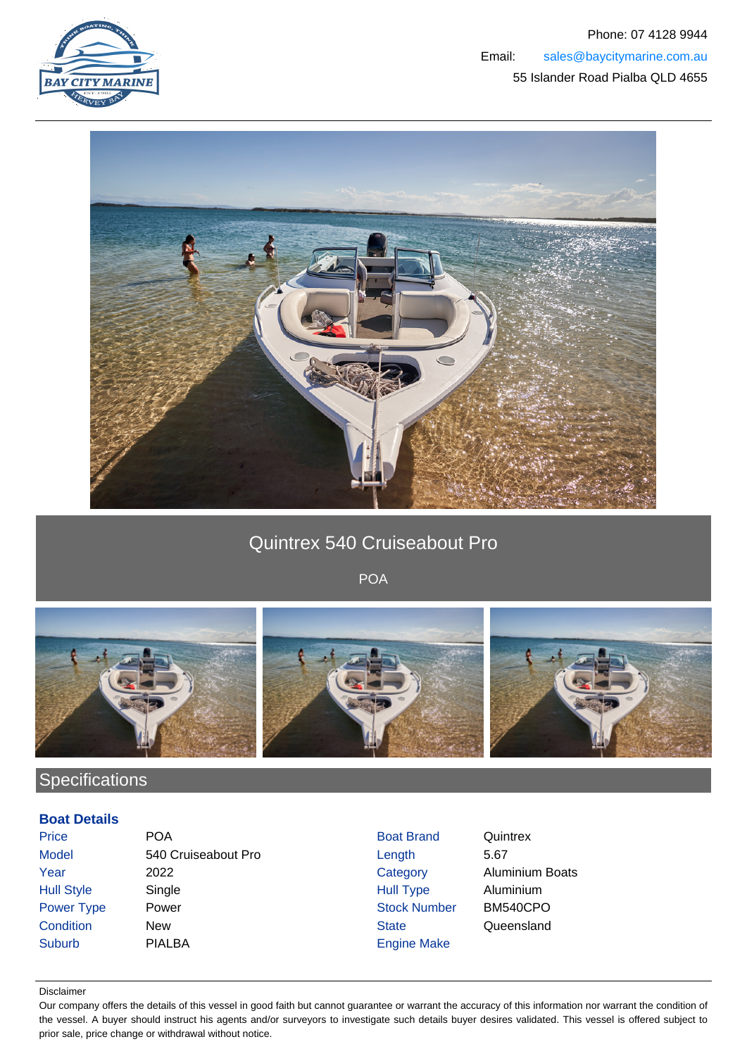Phone: 07 4128 9944

Email: sales@baycitymarine.com.au

55 Islander Road Pialba QLD 4655

# Quintrex 540 Cruiseabout Pro

POA

## Specifications

### Boat Details

| | | | |
|---|---|---|---|
| Price | POA | Boat Brand | Quintrex |
| Model | 540 Cruiseabout Pro | Length | 5.67 |
| Year | 2022 | Category | Aluminium Boats |
| Hull Style | Single | Hull Type | Aluminium |
| Power Type | Power | Stock Number | BM540CPO |
| Condition | New | State | Queensland |
| Suburb | PIALBA | Engine Make | |

Disclaimer

Our company offers the details of this vessel in good faith but cannot guarantee or warrant the accuracy of this information nor warrant the condition of the vessel. A buyer should instruct his agents and/or surveyors to investigate such details buyer desires validated. This vessel is offered subject to prior sale, price change or withdrawal without notice.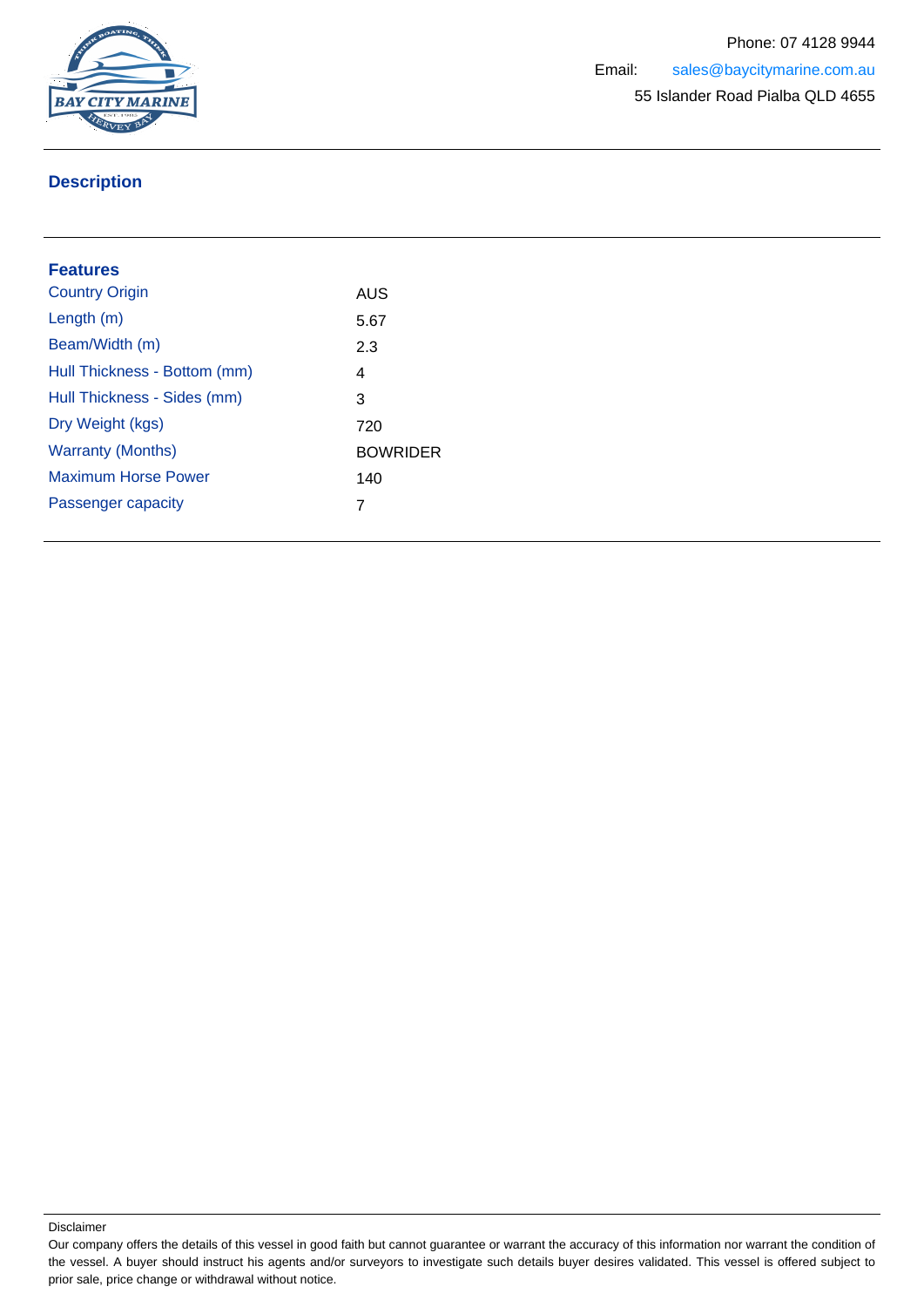Phone: 07 4128 9944

Email: sales@baycitymarine.com.au

55 Islander Road Pialba QLD 4655

## Description

## Features

| | |
|---|---|
| Country Origin | AUS |
| Length (m) | 5.67 |
| Beam/Width (m) | 2.3 |
| Hull Thickness - Bottom (mm) | 4 |
| Hull Thickness - Sides (mm) | 3 |
| Dry Weight (kgs) | 720 |
| Warranty (Months) | BOWRIDER |
| Maximum Horse Power | 140 |
| Passenger capacity | 7 |

Disclaimer

Our company offers the details of this vessel in good faith but cannot guarantee or warrant the accuracy of this information nor warrant the condition of the vessel. A buyer should instruct his agents and/or surveyors to investigate such details buyer desires validated. This vessel is offered subject to prior sale, price change or withdrawal without notice.